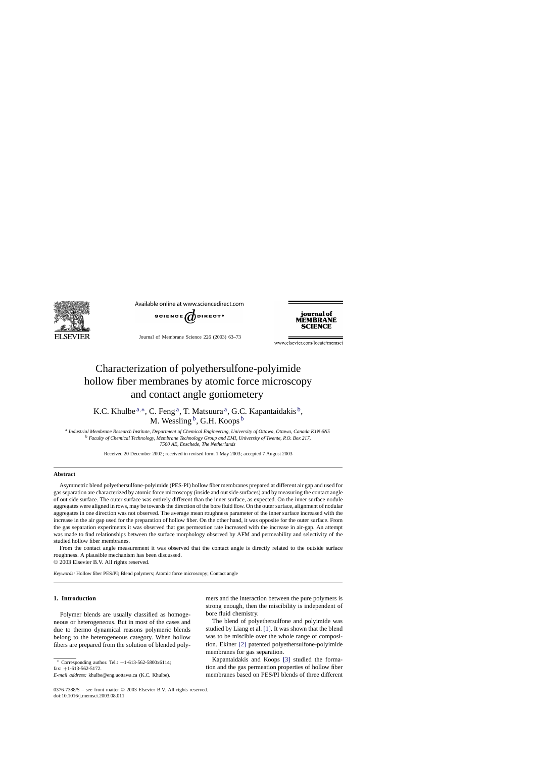# Characterization of polyethersulfone-polyimide hollow fiber membranes by atomic force microscopy and contact angle goniometery

K.C. Khulbe [a,*], C. Feng [a], T. Matsuura [a], G.C. Kapantaidakis [b], M. Wessling [b], G.H. Koops [b]

[a] *Industrial Membrane Research Institute, Department of Chemical Engineering, University of Ottawa, Ottawa, Canada K1N 6N5*

[b] *Faculty of Chemical Technology, Membrane Technology Group and EMI, University of Twente, P.O. Box 217, 7500 AE, Enschede, The Netherlands*

Received 20 December 2002; received in revised form 1 May 2003; accepted 7 August 2003

## Abstract

Asymmetric blend polyethersulfone-polyimide (PES-PI) hollow fiber membranes prepared at different air gap and used for gas separation are characterized by atomic force microscopy (inside and out side surfaces) and by measuring the contact angle of out side surface. The outer surface was entirely different than the inner surface, as expected. On the inner surface nodule aggregates were aligned in rows, may be towards the direction of the bore fluid flow. On the outer surface, alignment of nodular aggregates in one direction was not observed. The average mean roughness parameter of the inner surface increased with the increase in the air gap used for the preparation of hollow fiber. On the other hand, it was opposite for the outer surface. From the gas separation experiments it was observed that gas permeation rate increased with the increase in air-gap. An attempt was made to find relationships between the surface morphology observed by AFM and permeability and selectivity of the studied hollow fiber membranes.

From the contact angle measurement it was observed that the contact angle is directly related to the outside surface roughness. A plausible mechanism has been discussed.

© 2003 Elsevier B.V. All rights reserved.

*Keywords:* Hollow fiber PES/PI; Blend polymers; Atomic force microscopy; Contact angle

## 1. Introduction

Polymer blends are usually classified as homogeneous or heterogeneous. But in most of the cases and due to thermo dynamical reasons polymeric blends belong to the heterogeneous category. When hollow fibers are prepared from the solution of blended polymers and the interaction between the pure polymers is strong enough, then the miscibility is independent of bore fluid chemistry.

The blend of polyethersulfone and polyimide was studied by Liang et al. [1]. It was shown that the blend was to be miscible over the whole range of composition. Ekiner [2] patented polyethersulfone-polyimide membranes for gas separation.

Kapantaidakis and Koops [3] studied the formation and the gas permeation properties of hollow fiber membranes based on PES/PI blends of three different

---

* Corresponding author. Tel.: +1-613-562-5800x6114; fax: +1-613-562-5172.

*E-mail address:* khulbe@eng.uottawa.ca (K.C. Khulbe).

0376-7388/$ – see front matter © 2003 Elsevier B.V. All rights reserved.
doi:10.1016/j.memsci.2003.08.011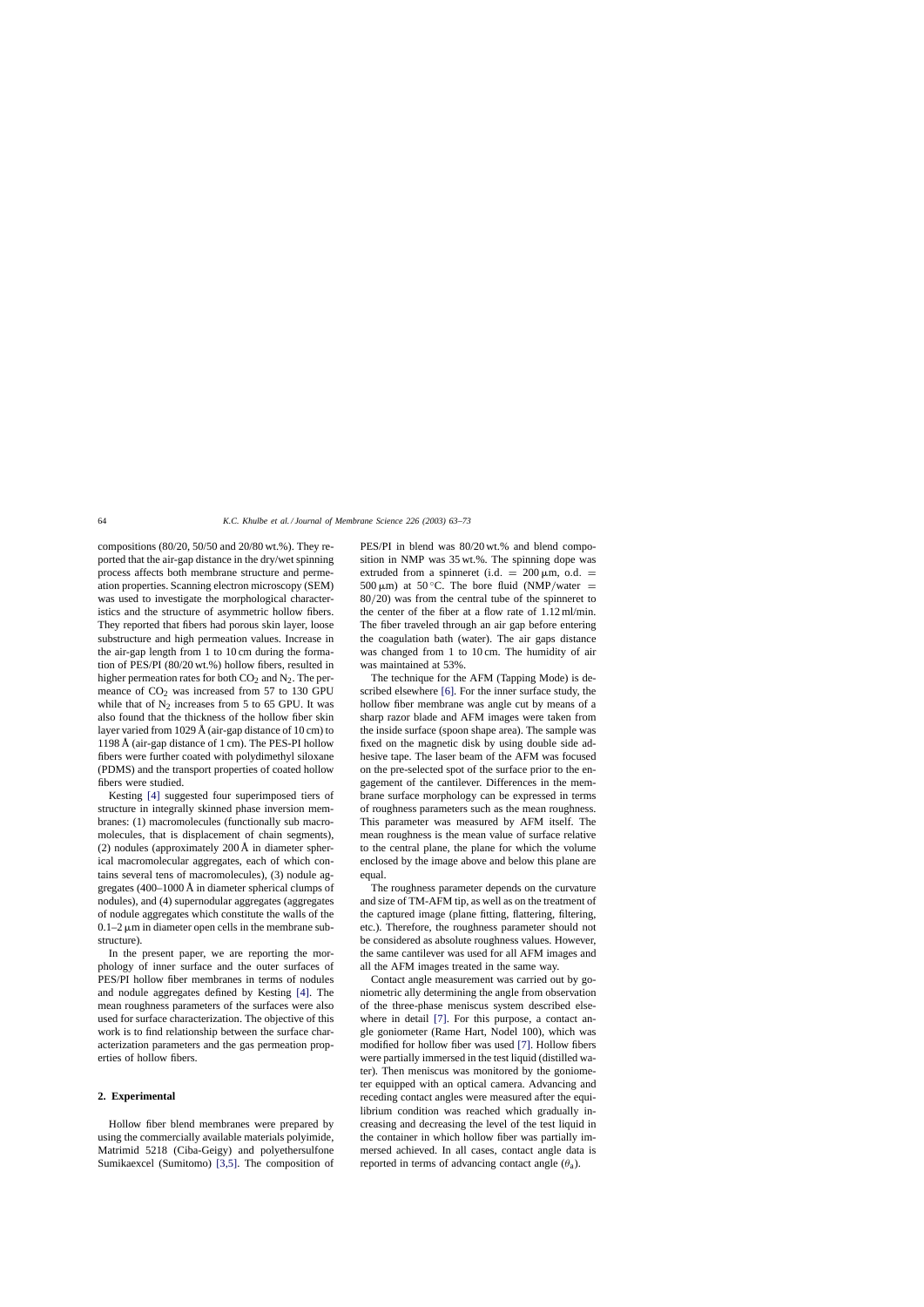compositions (80/20, 50/50 and 20/80 wt.%). They reported that the air-gap distance in the dry/wet spinning process affects both membrane structure and permeation properties. Scanning electron microscopy (SEM) was used to investigate the morphological characteristics and the structure of asymmetric hollow fibers. They reported that fibers had porous skin layer, loose substructure and high permeation values. Increase in the air-gap length from 1 to 10 cm during the formation of PES/PI (80/20 wt.%) hollow fibers, resulted in higher permeation rates for both $CO_2$ and $N_2$. The permeance of $CO_2$ was increased from 57 to 130 GPU while that of $N_2$ increases from 5 to 65 GPU. It was also found that the thickness of the hollow fiber skin layer varied from 1029 Å (air-gap distance of 10 cm) to 1198 Å (air-gap distance of 1 cm). The PES-PI hollow fibers were further coated with polydimethyl siloxane (PDMS) and the transport properties of coated hollow fibers were studied.

Kesting [4] suggested four superimposed tiers of structure in integrally skinned phase inversion membranes: (1) macromolecules (functionally sub macromolecules, that is displacement of chain segments), (2) nodules (approximately 200 Å in diameter spherical macromolecular aggregates, each of which contains several tens of macromolecules), (3) nodule aggregates (400–1000 Å in diameter spherical clumps of nodules), and (4) supernodular aggregates (aggregates of nodule aggregates which constitute the walls of the 0.1–2 μm in diameter open cells in the membrane substructure).

In the present paper, we are reporting the morphology of inner surface and the outer surfaces of PES/PI hollow fiber membranes in terms of nodules and nodule aggregates defined by Kesting [4]. The mean roughness parameters of the surfaces were also used for surface characterization. The objective of this work is to find relationship between the surface characterization parameters and the gas permeation properties of hollow fibers.

## 2. Experimental

Hollow fiber blend membranes were prepared by using the commercially available materials polyimide, Matrimid 5218 (Ciba-Geigy) and polyethersulfone Sumikaexcel (Sumitomo) [3,5]. The composition of PES/PI in blend was 80/20 wt.% and blend composition in NMP was 35 wt.%. The spinning dope was extruded from a spinneret (i.d. = 200 μm, o.d. = 500 μm) at 50 °C. The bore fluid (NMP/water = 80/20) was from the central tube of the spinneret to the center of the fiber at a flow rate of 1.12 ml/min. The fiber traveled through an air gap before entering the coagulation bath (water). The air gaps distance was changed from 1 to 10 cm. The humidity of air was maintained at 53%.

The technique for the AFM (Tapping Mode) is described elsewhere [6]. For the inner surface study, the hollow fiber membrane was angle cut by means of a sharp razor blade and AFM images were taken from the inside surface (spoon shape area). The sample was fixed on the magnetic disk by using double side adhesive tape. The laser beam of the AFM was focused on the pre-selected spot of the surface prior to the engagement of the cantilever. Differences in the membrane surface morphology can be expressed in terms of roughness parameters such as the mean roughness. This parameter was measured by AFM itself. The mean roughness is the mean value of surface relative to the central plane, the plane for which the volume enclosed by the image above and below this plane are equal.

The roughness parameter depends on the curvature and size of TM-AFM tip, as well as on the treatment of the captured image (plane fitting, flattening, filtering, etc.). Therefore, the roughness parameter should not be considered as absolute roughness values. However, the same cantilever was used for all AFM images and all the AFM images treated in the same way.

Contact angle measurement was carried out by goniometric ally determining the angle from observation of the three-phase meniscus system described elsewhere in detail [7]. For this purpose, a contact angle goniometer (Rame Hart, Nodel 100), which was modified for hollow fiber was used [7]. Hollow fibers were partially immersed in the test liquid (distilled water). Then meniscus was monitored by the goniometer equipped with an optical camera. Advancing and receding contact angles were measured after the equilibrium condition was reached which gradually increasing and decreasing the level of the test liquid in the container in which hollow fiber was partially immersed achieved. In all cases, contact angle data is reported in terms of advancing contact angle ($\theta_a$).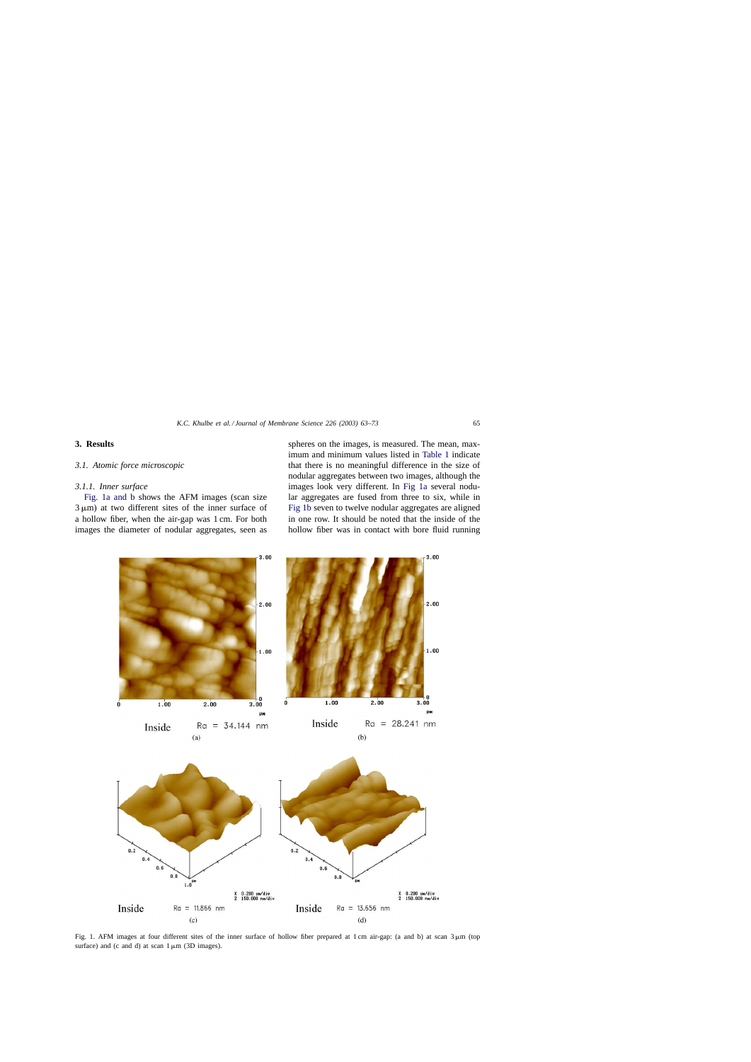## 3. Results

### 3.1. Atomic force microscopic

#### 3.1.1. Inner surface

Fig. 1a and b shows the AFM images (scan size $3\,\mu m$) at two different sites of the inner surface of a hollow fiber, when the air-gap was 1 cm. For both images the diameter of nodular aggregates, seen as spheres on the images, is measured. The mean, maximum and minimum values listed in Table 1 indicate that there is no meaningful difference in the size of nodular aggregates between two images, although the images look very different. In Fig 1a several nodular aggregates are fused from three to six, while in Fig 1b seven to twelve nodular aggregates are aligned in one row. It should be noted that the inside of the hollow fiber was in contact with bore fluid running

Fig. 1. AFM images at four different sites of the inner surface of hollow fiber prepared at 1 cm air-gap: (a and b) at scan $3\,\mu m$ (top surface) and (c and d) at scan $1\,\mu m$ (3D images).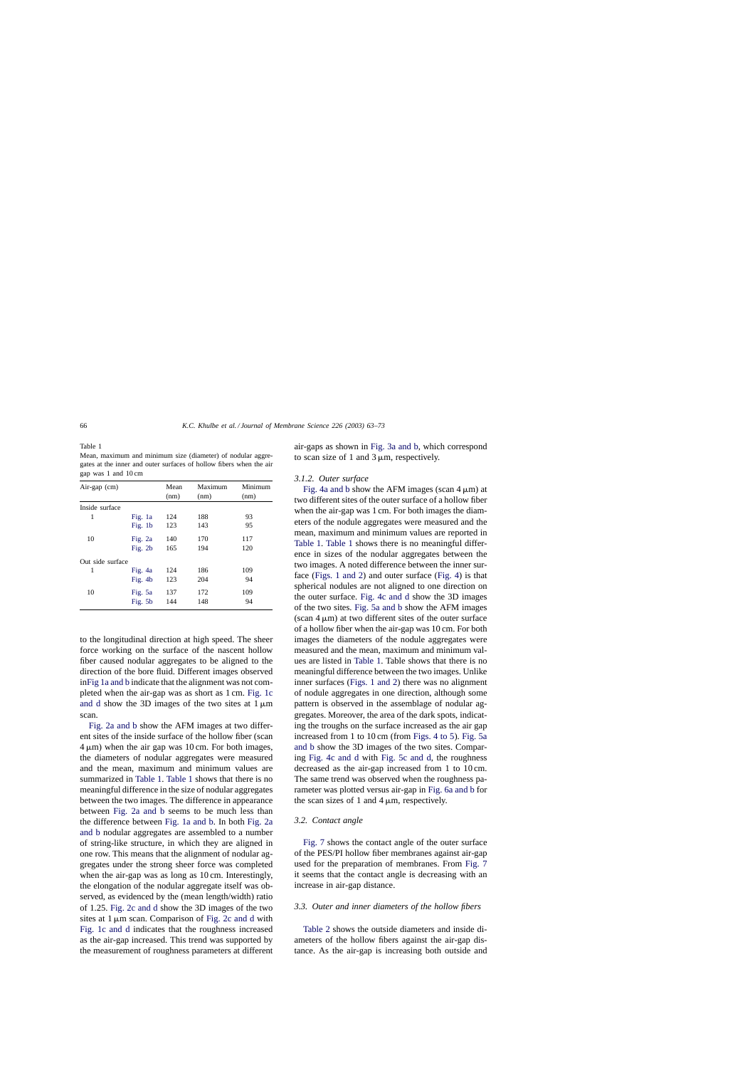Table 1
Mean, maximum and minimum size (diameter) of nodular aggregates at the inner and outer surfaces of hollow fibers when the air gap was 1 and 10 cm

| Air-gap (cm) | | Mean (nm) | Maximum (nm) | Minimum (nm) |
|---|---|---|---|---|
| Inside surface | | | | |
| 1 | Fig. 1a | 124 | 188 | 93 |
| | Fig. 1b | 123 | 143 | 95 |
| 10 | Fig. 2a | 140 | 170 | 117 |
| | Fig. 2b | 165 | 194 | 120 |
| Out side surface | | | | |
| 1 | Fig. 4a | 124 | 186 | 109 |
| | Fig. 4b | 123 | 204 | 94 |
| 10 | Fig. 5a | 137 | 172 | 109 |
| | Fig. 5b | 144 | 148 | 94 |

to the longitudinal direction at high speed. The sheer force working on the surface of the nascent hollow fiber caused nodular aggregates to be aligned to the direction of the bore fluid. Different images observed inFig 1a and b indicate that the alignment was not completed when the air-gap was as short as 1 cm. Fig. 1c and d show the 3D images of the two sites at 1 μm scan.

Fig. 2a and b show the AFM images at two different sites of the inside surface of the hollow fiber (scan 4 μm) when the air gap was 10 cm. For both images, the diameters of nodular aggregates were measured and the mean, maximum and minimum values are summarized in Table 1. Table 1 shows that there is no meaningful difference in the size of nodular aggregates between the two images. The difference in appearance between Fig. 2a and b seems to be much less than the difference between Fig. 1a and b. In both Fig. 2a and b nodular aggregates are assembled to a number of string-like structure, in which they are aligned in one row. This means that the alignment of nodular aggregates under the strong sheer force was completed when the air-gap was as long as 10 cm. Interestingly, the elongation of the nodular aggregate itself was observed, as evidenced by the (mean length/width) ratio of 1.25. Fig. 2c and d show the 3D images of the two sites at 1 μm scan. Comparison of Fig. 2c and d with Fig. 1c and d indicates that the roughness increased as the air-gap increased. This trend was supported by the measurement of roughness parameters at different air-gaps as shown in Fig. 3a and b, which correspond to scan size of 1 and 3 μm, respectively.

#### 3.1.2. Outer surface

Fig. 4a and b show the AFM images (scan 4 μm) at two different sites of the outer surface of a hollow fiber when the air-gap was 1 cm. For both images the diameters of the nodule aggregates were measured and the mean, maximum and minimum values are reported in Table 1. Table 1 shows there is no meaningful difference in sizes of the nodular aggregates between the two images. A noted difference between the inner surface (Figs. 1 and 2) and outer surface (Fig. 4) is that spherical nodules are not aligned to one direction on the outer surface. Fig. 4c and d show the 3D images of the two sites. Fig. 5a and b show the AFM images (scan 4 μm) at two different sites of the outer surface of a hollow fiber when the air-gap was 10 cm. For both images the diameters of the nodule aggregates were measured and the mean, maximum and minimum values are listed in Table 1. Table shows that there is no meaningful difference between the two images. Unlike inner surfaces (Figs. 1 and 2) there was no alignment of nodule aggregates in one direction, although some pattern is observed in the assemblage of nodular aggregates. Moreover, the area of the dark spots, indicating the troughs on the surface increased as the air gap increased from 1 to 10 cm (from Figs. 4 to 5). Fig. 5a and b show the 3D images of the two sites. Comparing Fig. 4c and d with Fig. 5c and d, the roughness decreased as the air-gap increased from 1 to 10 cm. The same trend was observed when the roughness parameter was plotted versus air-gap in Fig. 6a and b for the scan sizes of 1 and 4 μm, respectively.

### 3.2. Contact angle

Fig. 7 shows the contact angle of the outer surface of the PES/PI hollow fiber membranes against air-gap used for the preparation of membranes. From Fig. 7 it seems that the contact angle is decreasing with an increase in air-gap distance.

### 3.3. Outer and inner diameters of the hollow fibers

Table 2 shows the outside diameters and inside diameters of the hollow fibers against the air-gap distance. As the air-gap is increasing both outside and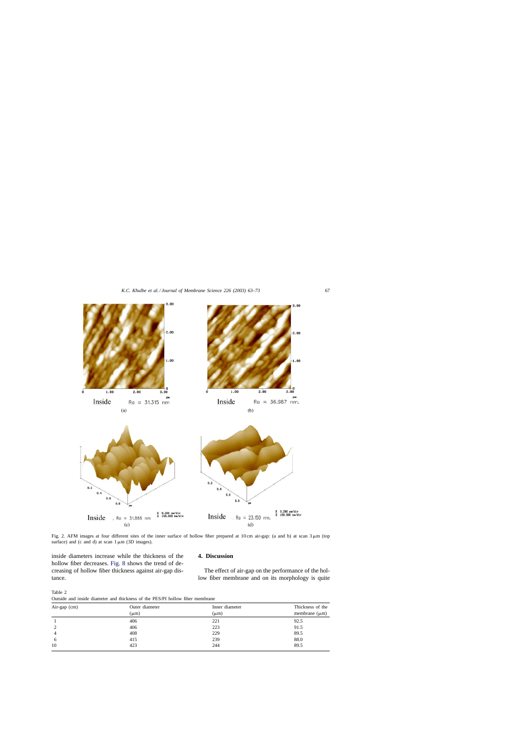Fig. 2. AFM images at four different sites of the inner surface of hollow fiber prepared at 10 cm air-gap: (a and b) at scan 3 μm (top surface) and (c and d) at scan 1 μm (3D images).

inside diameters increase while the thickness of the hollow fiber decreases. Fig. 8 shows the trend of decreasing of hollow fiber thickness against air-gap distance.

## 4. Discussion

The effect of air-gap on the performance of the hollow fiber membrane and on its morphology is quite

Table 2
Outside and inside diameter and thickness of the PES/PI hollow fiber membrane

| Air-gap (cm) | Outer diameter (μm) | Inner diameter (μm) | Thickness of the membrane (μm) |
|---|---|---|---|
| 1 | 406 | 221 | 92.5 |
| 2 | 406 | 223 | 91.5 |
| 4 | 408 | 229 | 89.5 |
| 6 | 415 | 239 | 88.0 |
| 10 | 423 | 244 | 89.5 |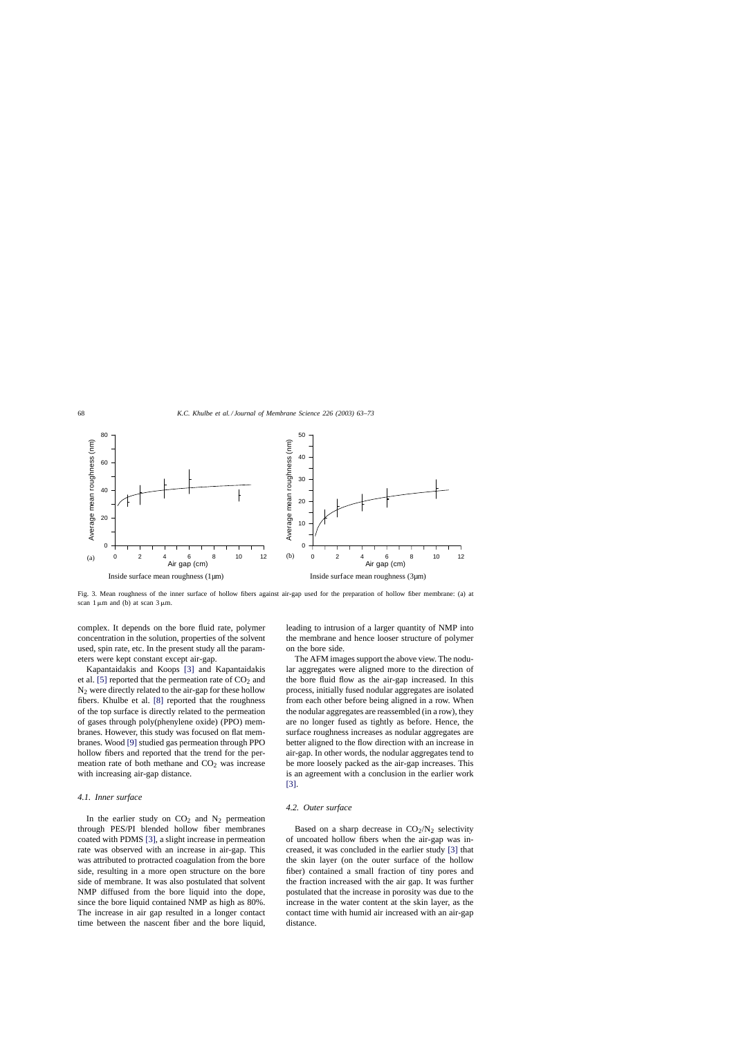Fig. 3. Mean roughness of the inner surface of hollow fibers against air-gap used for the preparation of hollow fiber membrane: (a) at scan 1 μm and (b) at scan 3 μm.

complex. It depends on the bore fluid rate, polymer concentration in the solution, properties of the solvent used, spin rate, etc. In the present study all the parameters were kept constant except air-gap.

Kapantaidakis and Koops [3] and Kapantaidakis et al. [5] reported that the permeation rate of $CO_2$ and $N_2$ were directly related to the air-gap for these hollow fibers. Khulbe et al. [8] reported that the roughness of the top surface is directly related to the permeation of gases through poly(phenylene oxide) (PPO) membranes. However, this study was focused on flat membranes. Wood [9] studied gas permeation through PPO hollow fibers and reported that the trend for the permeation rate of both methane and $CO_2$ was increase with increasing air-gap distance.

### 4.1. Inner surface

In the earlier study on $CO_2$ and $N_2$ permeation through PES/PI blended hollow fiber membranes coated with PDMS [3], a slight increase in permeation rate was observed with an increase in air-gap. This was attributed to protracted coagulation from the bore side, resulting in a more open structure on the bore side of membrane. It was also postulated that solvent NMP diffused from the bore liquid into the dope, since the bore liquid contained NMP as high as 80%. The increase in air gap resulted in a longer contact time between the nascent fiber and the bore liquid, leading to intrusion of a larger quantity of NMP into the membrane and hence looser structure of polymer on the bore side.

The AFM images support the above view. The nodular aggregates were aligned more to the direction of the bore fluid flow as the air-gap increased. In this process, initially fused nodular aggregates are isolated from each other before being aligned in a row. When the nodular aggregates are reassembled (in a row), they are no longer fused as tightly as before. Hence, the surface roughness increases as nodular aggregates are better aligned to the flow direction with an increase in air-gap. In other words, the nodular aggregates tend to be more loosely packed as the air-gap increases. This is an agreement with a conclusion in the earlier work [3].

### 4.2. Outer surface

Based on a sharp decrease in $CO_2/N_2$ selectivity of uncoated hollow fibers when the air-gap was increased, it was concluded in the earlier study [3] that the skin layer (on the outer surface of the hollow fiber) contained a small fraction of tiny pores and the fraction increased with the air gap. It was further postulated that the increase in porosity was due to the increase in the water content at the skin layer, as the contact time with humid air increased with an air-gap distance.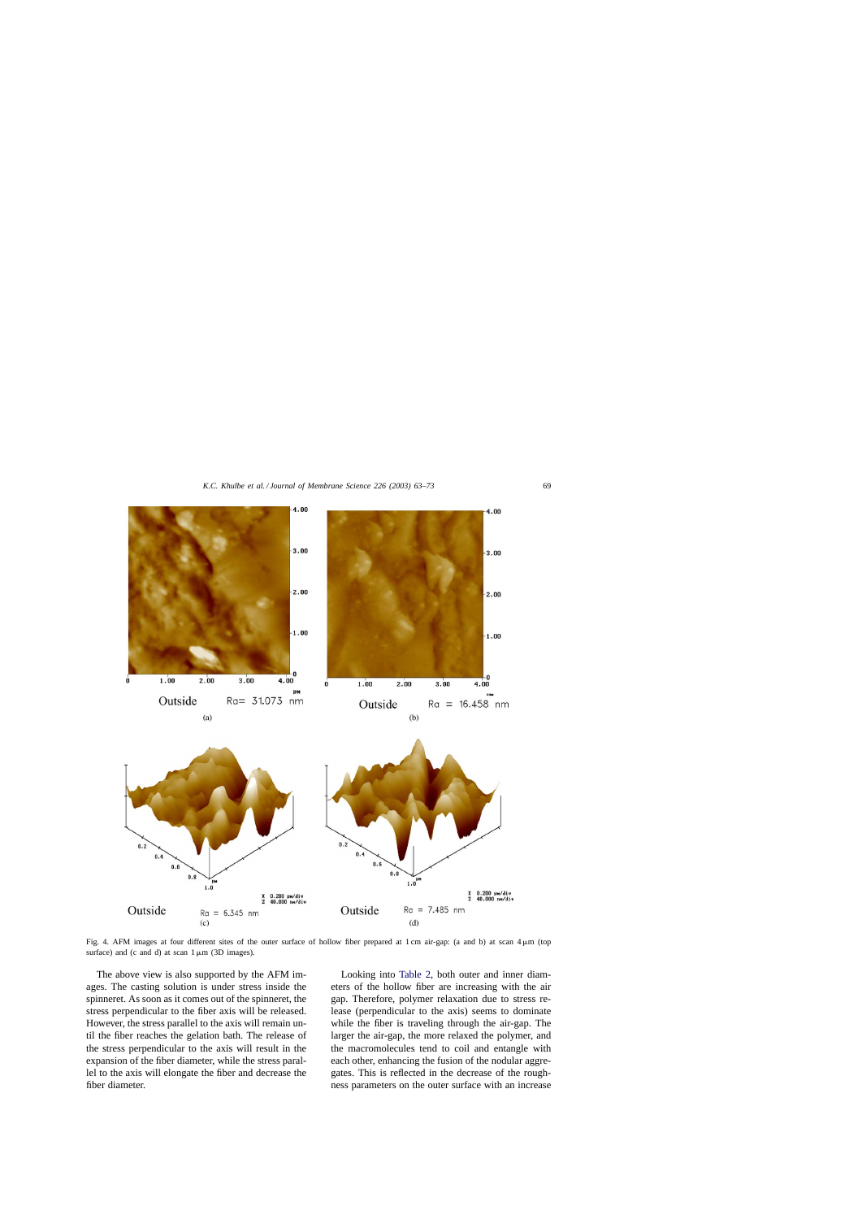Fig. 4. AFM images at four different sites of the outer surface of hollow fiber prepared at 1 cm air-gap: (a and b) at scan 4 μm (top surface) and (c and d) at scan 1 μm (3D images).

The above view is also supported by the AFM images. The casting solution is under stress inside the spinneret. As soon as it comes out of the spinneret, the stress perpendicular to the fiber axis will be released. However, the stress parallel to the axis will remain until the fiber reaches the gelation bath. The release of the stress perpendicular to the axis will result in the expansion of the fiber diameter, while the stress parallel to the axis will elongate the fiber and decrease the fiber diameter.

Looking into Table 2, both outer and inner diameters of the hollow fiber are increasing with the air gap. Therefore, polymer relaxation due to stress release (perpendicular to the axis) seems to dominate while the fiber is traveling through the air-gap. The larger the air-gap, the more relaxed the polymer, and the macromolecules tend to coil and entangle with each other, enhancing the fusion of the nodular aggregates. This is reflected in the decrease of the roughness parameters on the outer surface with an increase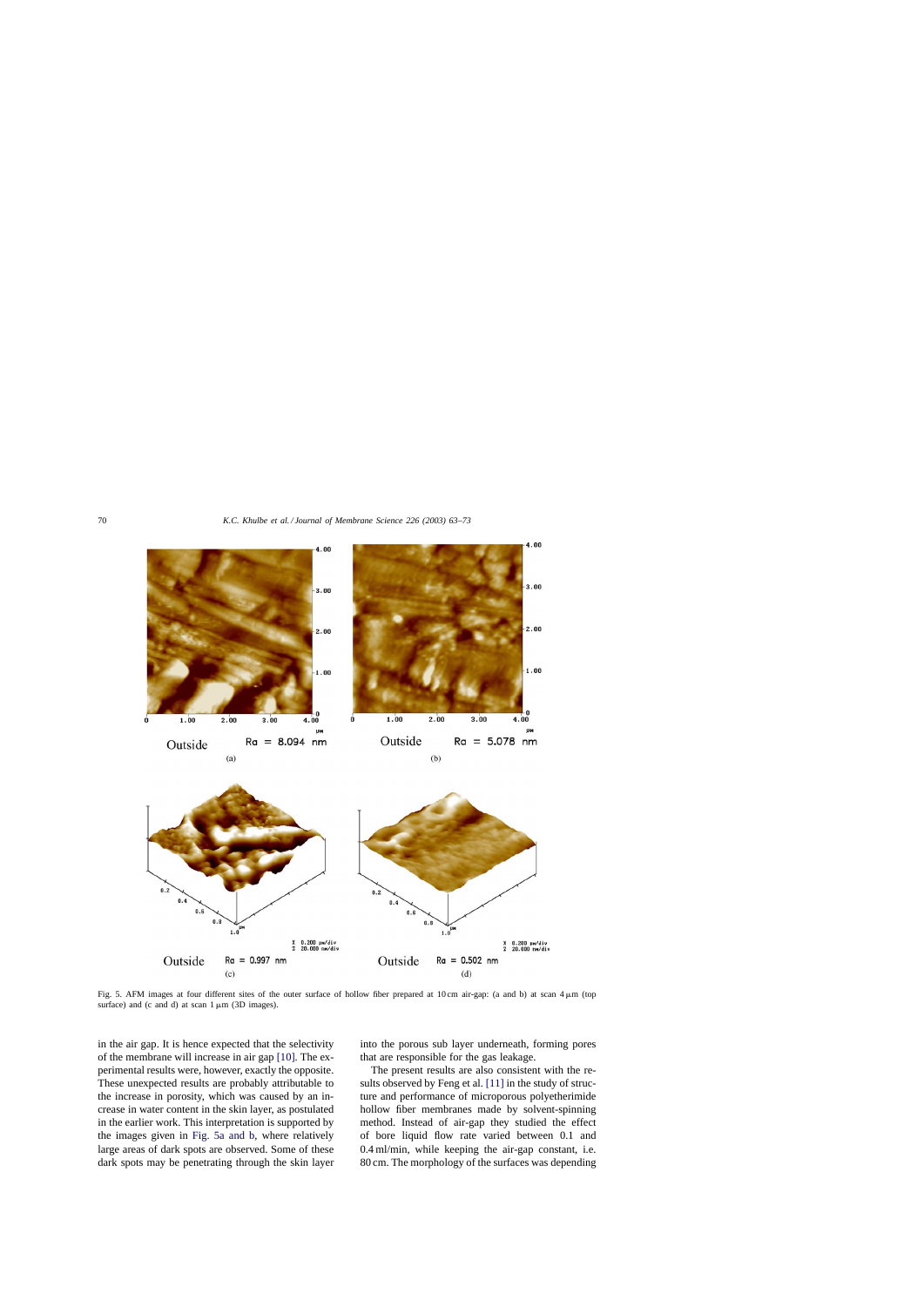Fig. 5. AFM images at four different sites of the outer surface of hollow fiber prepared at 10 cm air-gap: (a and b) at scan 4 μm (top surface) and (c and d) at scan 1 μm (3D images).

in the air gap. It is hence expected that the selectivity of the membrane will increase in air gap [10]. The experimental results were, however, exactly the opposite. These unexpected results are probably attributable to the increase in porosity, which was caused by an increase in water content in the skin layer, as postulated in the earlier work. This interpretation is supported by the images given in Fig. 5a and b, where relatively large areas of dark spots are observed. Some of these dark spots may be penetrating through the skin layer into the porous sub layer underneath, forming pores that are responsible for the gas leakage.

The present results are also consistent with the results observed by Feng et al. [11] in the study of structure and performance of microporous polyetherimide hollow fiber membranes made by solvent-spinning method. Instead of air-gap they studied the effect of bore liquid flow rate varied between 0.1 and 0.4 ml/min, while keeping the air-gap constant, i.e. 80 cm. The morphology of the surfaces was depending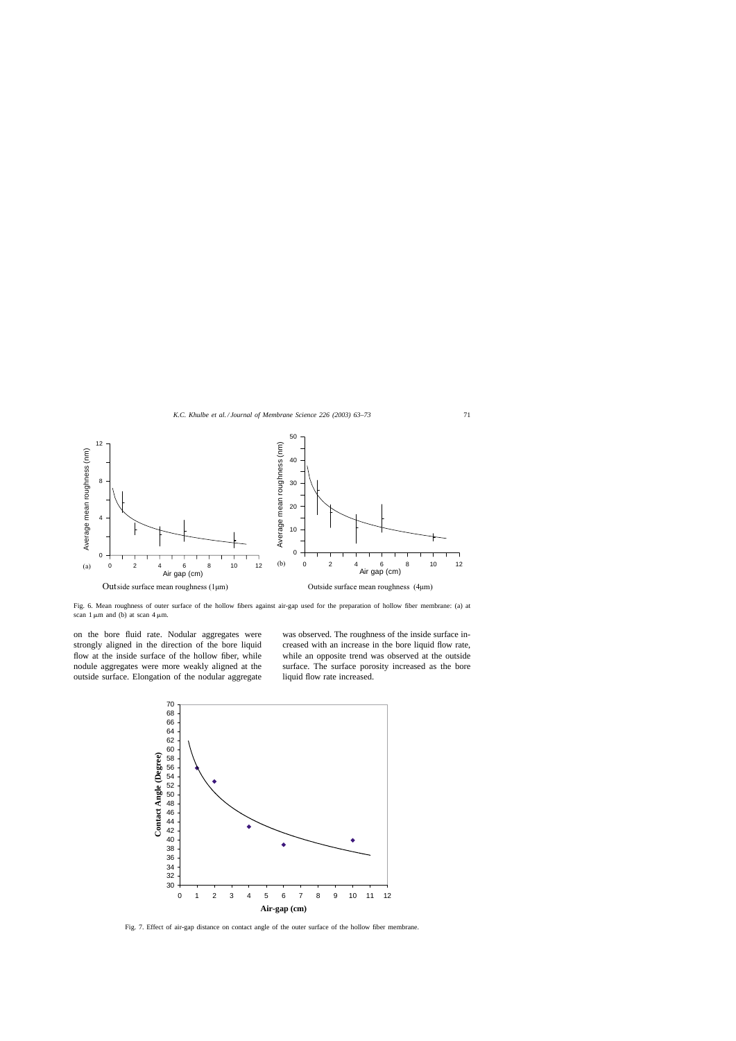Fig. 6. Mean roughness of outer surface of the hollow fibers against air-gap used for the preparation of hollow fiber membrane: (a) at scan 1 μm and (b) at scan 4 μm.

on the bore fluid rate. Nodular aggregates were strongly aligned in the direction of the bore liquid flow at the inside surface of the hollow fiber, while nodule aggregates were more weakly aligned at the outside surface. Elongation of the nodular aggregate was observed. The roughness of the inside surface increased with an increase in the bore liquid flow rate, while an opposite trend was observed at the outside surface. The surface porosity increased as the bore liquid flow rate increased.

Fig. 7. Effect of air-gap distance on contact angle of the outer surface of the hollow fiber membrane.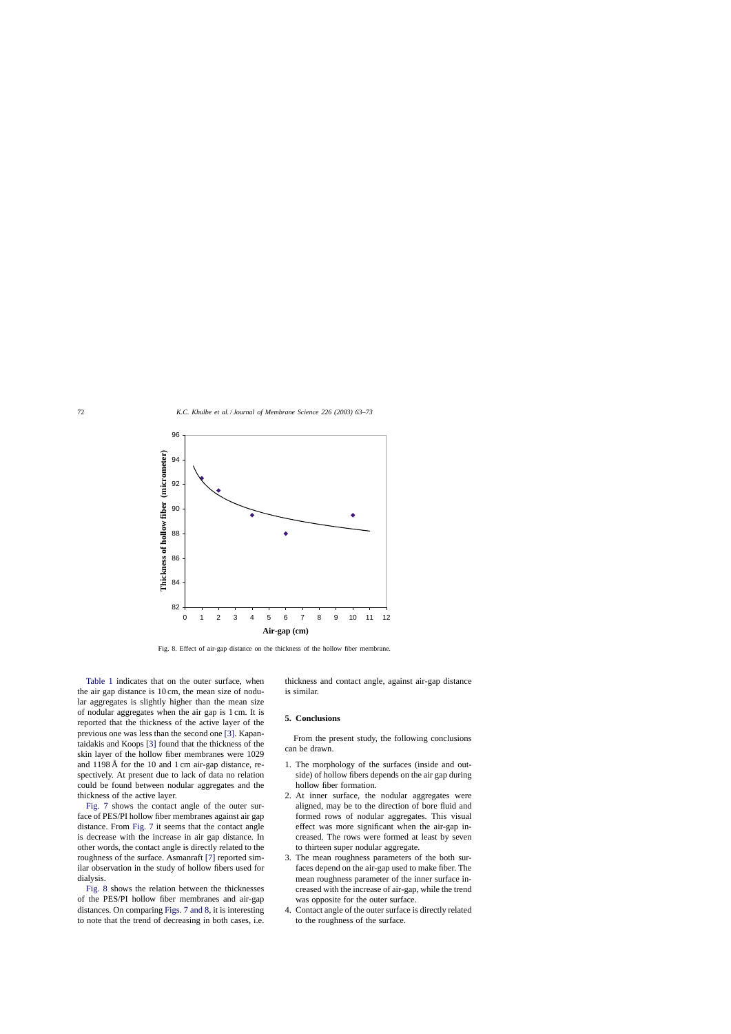Fig. 8. Effect of air-gap distance on the thickness of the hollow fiber membrane.

Table 1 indicates that on the outer surface, when the air gap distance is 10 cm, the mean size of nodular aggregates is slightly higher than the mean size of nodular aggregates when the air gap is 1 cm. It is reported that the thickness of the active layer of the previous one was less than the second one [3]. Kapantaidakis and Koops [3] found that the thickness of the skin layer of the hollow fiber membranes were 1029 and 1198 Å for the 10 and 1 cm air-gap distance, respectively. At present due to lack of data no relation could be found between nodular aggregates and the thickness of the active layer.

Fig. 7 shows the contact angle of the outer surface of PES/PI hollow fiber membranes against air gap distance. From Fig. 7 it seems that the contact angle is decrease with the increase in air gap distance. In other words, the contact angle is directly related to the roughness of the surface. Asmanraft [7] reported similar observation in the study of hollow fibers used for dialysis.

Fig. 8 shows the relation between the thicknesses of the PES/PI hollow fiber membranes and air-gap distances. On comparing Figs. 7 and 8, it is interesting to note that the trend of decreasing in both cases, i.e. thickness and contact angle, against air-gap distance is similar.

## 5. Conclusions

From the present study, the following conclusions can be drawn.

1. The morphology of the surfaces (inside and outside) of hollow fibers depends on the air gap during hollow fiber formation.
2. At inner surface, the nodular aggregates were aligned, may be to the direction of bore fluid and formed rows of nodular aggregates. This visual effect was more significant when the air-gap increased. The rows were formed at least by seven to thirteen super nodular aggregate.
3. The mean roughness parameters of the both surfaces depend on the air-gap used to make fiber. The mean roughness parameter of the inner surface increased with the increase of air-gap, while the trend was opposite for the outer surface.
4. Contact angle of the outer surface is directly related to the roughness of the surface.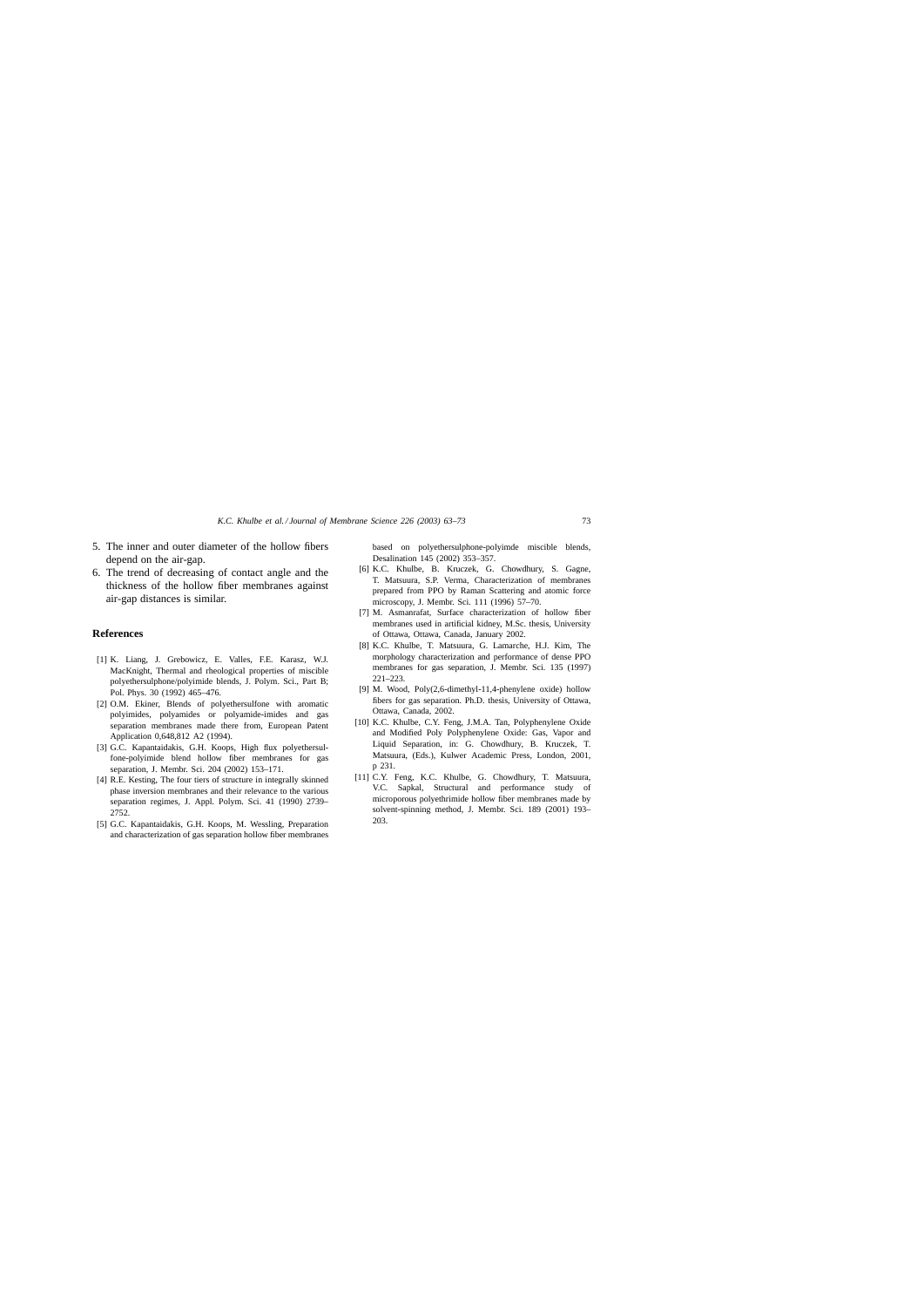5. The inner and outer diameter of the hollow fibers depend on the air-gap.
6. The trend of decreasing of contact angle and the thickness of the hollow fiber membranes against air-gap distances is similar.

## References

[1] K. Liang, J. Grebowicz, E. Valles, F.E. Karasz, W.J. MacKnight, Thermal and rheological properties of miscible polyethersulphone/polyimide blends, J. Polym. Sci., Part B; Pol. Phys. 30 (1992) 465–476.

[2] O.M. Ekiner, Blends of polyethersulfone with aromatic polyimides, polyamides or polyamide-imides and gas separation membranes made there from, European Patent Application 0,648,812 A2 (1994).

[3] G.C. Kapantaidakis, G.H. Koops, High flux polyethersulfone-polyimide blend hollow fiber membranes for gas separation, J. Membr. Sci. 204 (2002) 153–171.

[4] R.E. Kesting, The four tiers of structure in integrally skinned phase inversion membranes and their relevance to the various separation regimes, J. Appl. Polym. Sci. 41 (1990) 2739–2752.

[5] G.C. Kapantaidakis, G.H. Koops, M. Wessling, Preparation and characterization of gas separation hollow fiber membranes based on polyethersulphone-polyimde miscible blends, Desalination 145 (2002) 353–357.

[6] K.C. Khulbe, B. Kruczek, G. Chowdhury, S. Gagne, T. Matsuura, S.P. Verma, Characterization of membranes prepared from PPO by Raman Scattering and atomic force microscopy, J. Membr. Sci. 111 (1996) 57–70.

[7] M. Asmanrafat, Surface characterization of hollow fiber membranes used in artificial kidney, M.Sc. thesis, University of Ottawa, Ottawa, Canada, January 2002.

[8] K.C. Khulbe, T. Matsuura, G. Lamarche, H.J. Kim, The morphology characterization and performance of dense PPO membranes for gas separation, J. Membr. Sci. 135 (1997) 221–223.

[9] M. Wood, Poly(2,6-dimethyl-11,4-phenylene oxide) hollow fibers for gas separation. Ph.D. thesis, University of Ottawa, Ottawa, Canada, 2002.

[10] K.C. Khulbe, C.Y. Feng, J.M.A. Tan, Polyphenylene Oxide and Modified Poly Polyphenylene Oxide: Gas, Vapor and Liquid Separation, in: G. Chowdhury, B. Kruczek, T. Matsuura, (Eds.), Kulwer Academic Press, London, 2001, p 231.

[11] C.Y. Feng, K.C. Khulbe, G. Chowdhury, T. Matsuura, V.C. Sapkal, Structural and performance study of microporous polyethrimide hollow fiber membranes made by solvent-spinning method, J. Membr. Sci. 189 (2001) 193–203.